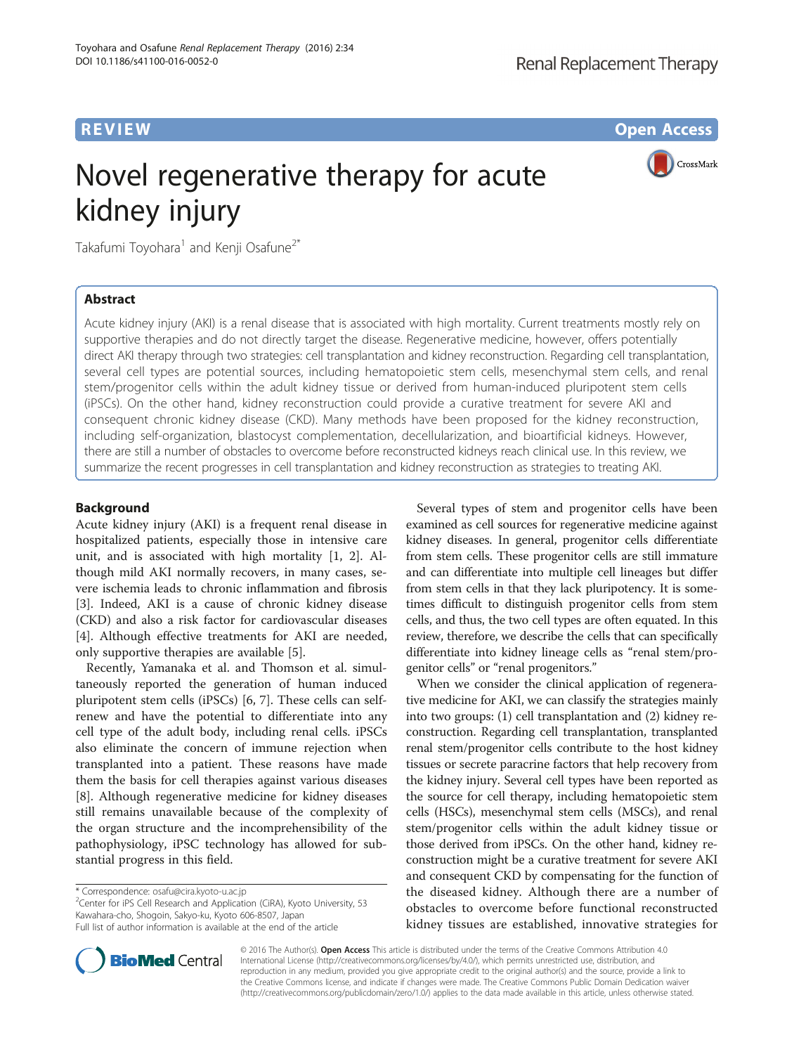REVIEW Open Access

# Novel regenerative therapy for acute kidney injury

Takafumi Toyohara[1] and Kenji Osafune[2*]

## Abstract

Acute kidney injury (AKI) is a renal disease that is associated with high mortality. Current treatments mostly rely on supportive therapies and do not directly target the disease. Regenerative medicine, however, offers potentially direct AKI therapy through two strategies: cell transplantation and kidney reconstruction. Regarding cell transplantation, several cell types are potential sources, including hematopoietic stem cells, mesenchymal stem cells, and renal stem/progenitor cells within the adult kidney tissue or derived from human-induced pluripotent stem cells (iPSCs). On the other hand, kidney reconstruction could provide a curative treatment for severe AKI and consequent chronic kidney disease (CKD). Many methods have been proposed for the kidney reconstruction, including self-organization, blastocyst complementation, decellularization, and bioartificial kidneys. However, there are still a number of obstacles to overcome before reconstructed kidneys reach clinical use. In this review, we summarize the recent progresses in cell transplantation and kidney reconstruction as strategies to treating AKI.

## Background

Acute kidney injury (AKI) is a frequent renal disease in hospitalized patients, especially those in intensive care unit, and is associated with high mortality [1, 2]. Although mild AKI normally recovers, in many cases, severe ischemia leads to chronic inflammation and fibrosis [3]. Indeed, AKI is a cause of chronic kidney disease (CKD) and also a risk factor for cardiovascular diseases [4]. Although effective treatments for AKI are needed, only supportive therapies are available [5].

Recently, Yamanaka et al. and Thomson et al. simultaneously reported the generation of human induced pluripotent stem cells (iPSCs) [6, 7]. These cells can self-renew and have the potential to differentiate into any cell type of the adult body, including renal cells. iPSCs also eliminate the concern of immune rejection when transplanted into a patient. These reasons have made them the basis for cell therapies against various diseases [8]. Although regenerative medicine for kidney diseases still remains unavailable because of the complexity of the organ structure and the incomprehensibility of the pathophysiology, iPSC technology has allowed for substantial progress in this field.

Several types of stem and progenitor cells have been examined as cell sources for regenerative medicine against kidney diseases. In general, progenitor cells differentiate from stem cells. These progenitor cells are still immature and can differentiate into multiple cell lineages but differ from stem cells in that they lack pluripotency. It is sometimes difficult to distinguish progenitor cells from stem cells, and thus, the two cell types are often equated. In this review, therefore, we describe the cells that can specifically differentiate into kidney lineage cells as "renal stem/progenitor cells" or "renal progenitors."

When we consider the clinical application of regenerative medicine for AKI, we can classify the strategies mainly into two groups: (1) cell transplantation and (2) kidney reconstruction. Regarding cell transplantation, transplanted renal stem/progenitor cells contribute to the host kidney tissues or secrete paracrine factors that help recovery from the kidney injury. Several cell types have been reported as the source for cell therapy, including hematopoietic stem cells (HSCs), mesenchymal stem cells (MSCs), and renal stem/progenitor cells within the adult kidney tissue or those derived from iPSCs. On the other hand, kidney reconstruction might be a curative treatment for severe AKI and consequent CKD by compensating for the function of the diseased kidney. Although there are a number of obstacles to overcome before functional reconstructed kidney tissues are established, innovative strategies for

* Correspondence: osafu@cira.kyoto-u.ac.jp
[2]Center for iPS Cell Research and Application (CiRA), Kyoto University, 53 Kawahara-cho, Shogoin, Sakyo-ku, Kyoto 606-8507, Japan
Full list of author information is available at the end of the article

© 2016 The Author(s). **Open Access** This article is distributed under the terms of the Creative Commons Attribution 4.0 International License (http://creativecommons.org/licenses/by/4.0/), which permits unrestricted use, distribution, and reproduction in any medium, provided you give appropriate credit to the original author(s) and the source, provide a link to the Creative Commons license, and indicate if changes were made. The Creative Commons Public Domain Dedication waiver (http://creativecommons.org/publicdomain/zero/1.0/) applies to the data made available in this article, unless otherwise stated.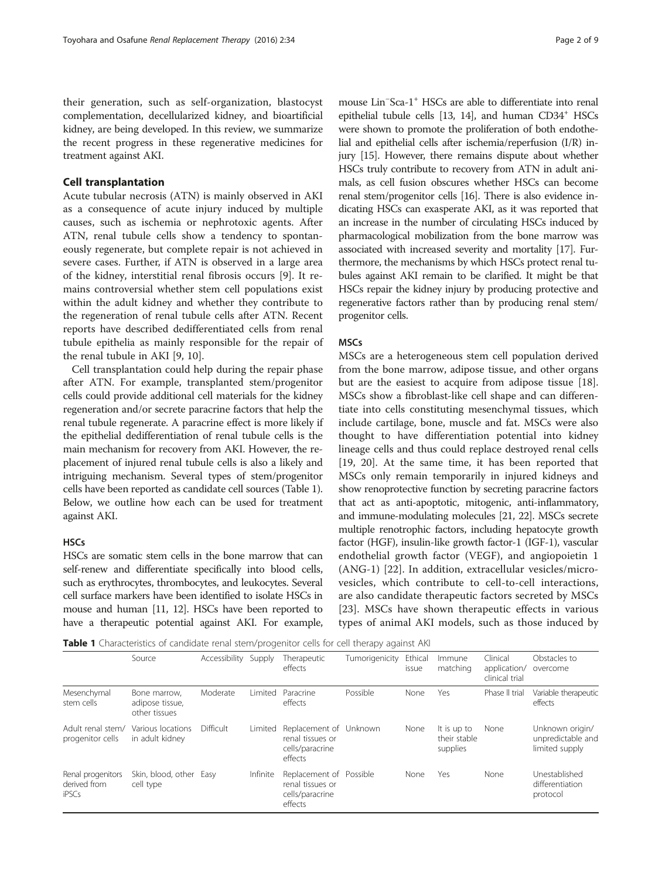their generation, such as self-organization, blastocyst complementation, decellularized kidney, and bioartificial kidney, are being developed. In this review, we summarize the recent progress in these regenerative medicines for treatment against AKI.

## Cell transplantation

Acute tubular necrosis (ATN) is mainly observed in AKI as a consequence of acute injury induced by multiple causes, such as ischemia or nephrotoxic agents. After ATN, renal tubule cells show a tendency to spontaneously regenerate, but complete repair is not achieved in severe cases. Further, if ATN is observed in a large area of the kidney, interstitial renal fibrosis occurs [9]. It remains controversial whether stem cell populations exist within the adult kidney and whether they contribute to the regeneration of renal tubule cells after ATN. Recent reports have described dedifferentiated cells from renal tubule epithelia as mainly responsible for the repair of the renal tubule in AKI [9, 10].

Cell transplantation could help during the repair phase after ATN. For example, transplanted stem/progenitor cells could provide additional cell materials for the kidney regeneration and/or secrete paracrine factors that help the renal tubule regenerate. A paracrine effect is more likely if the epithelial dedifferentiation of renal tubule cells is the main mechanism for recovery from AKI. However, the replacement of injured renal tubule cells is also a likely and intriguing mechanism. Several types of stem/progenitor cells have been reported as candidate cell sources (Table 1). Below, we outline how each can be used for treatment against AKI.

### HSCs

HSCs are somatic stem cells in the bone marrow that can self-renew and differentiate specifically into blood cells, such as erythrocytes, thrombocytes, and leukocytes. Several cell surface markers have been identified to isolate HSCs in mouse and human [11, 12]. HSCs have been reported to have a therapeutic potential against AKI. For example, mouse $Lin^{-}Sca\text{-}1^{+}$ HSCs are able to differentiate into renal epithelial tubule cells [13, 14], and human $CD34^{+}$ HSCs were shown to promote the proliferation of both endothelial and epithelial cells after ischemia/reperfusion (I/R) injury [15]. However, there remains dispute about whether HSCs truly contribute to recovery from ATN in adult animals, as cell fusion obscures whether HSCs can become renal stem/progenitor cells [16]. There is also evidence indicating HSCs can exasperate AKI, as it was reported that an increase in the number of circulating HSCs induced by pharmacological mobilization from the bone marrow was associated with increased severity and mortality [17]. Furthermore, the mechanisms by which HSCs protect renal tubules against AKI remain to be clarified. It might be that HSCs repair the kidney injury by producing protective and regenerative factors rather than by producing renal stem/progenitor cells.

### MSCs

MSCs are a heterogeneous stem cell population derived from the bone marrow, adipose tissue, and other organs but are the easiest to acquire from adipose tissue [18]. MSCs show a fibroblast-like cell shape and can differentiate into cells constituting mesenchymal tissues, which include cartilage, bone, muscle and fat. MSCs were also thought to have differentiation potential into kidney lineage cells and thus could replace destroyed renal cells [19, 20]. At the same time, it has been reported that MSCs only remain temporarily in injured kidneys and show renoprotective function by secreting paracrine factors that act as anti-apoptotic, mitogenic, anti-inflammatory, and immune-modulating molecules [21, 22]. MSCs secrete multiple renotrophic factors, including hepatocyte growth factor (HGF), insulin-like growth factor-1 (IGF-1), vascular endothelial growth factor (VEGF), and angiopoietin 1 (ANG-1) [22]. In addition, extracellular vesicles/microvesicles, which contribute to cell-to-cell interactions, are also candidate therapeutic factors secreted by MSCs [23]. MSCs have shown therapeutic effects in various types of animal AKI models, such as those induced by

**Table 1** Characteristics of candidate renal stem/progenitor cells for cell therapy against AKI

| | Source | Accessibility | Supply | Therapeutic effects | Tumorigenicity | Ethical issue | Immune matching | Clinical application/ clinical trial | Obstacles to overcome |
|---|---|---|---|---|---|---|---|---|---|
| Mesenchymal stem cells | Bone marrow, adipose tissue, other tissues | Moderate | Limited | Paracrine effects | Possible | None | Yes | Phase II trial | Variable therapeutic effects |
| Adult renal stem/ progenitor cells | Various locations in adult kidney | Difficult | Limited | Replacement of renal tissues or cells/paracrine effects | Unknown | None | It is up to their stable supplies | None | Unknown origin/ unpredictable and limited supply |
| Renal progenitors derived from iPSCs | Skin, blood, other cell type | Easy | Infinite | Replacement of renal tissues or cells/paracrine effects | Possible | None | Yes | None | Unestablished differentiation protocol |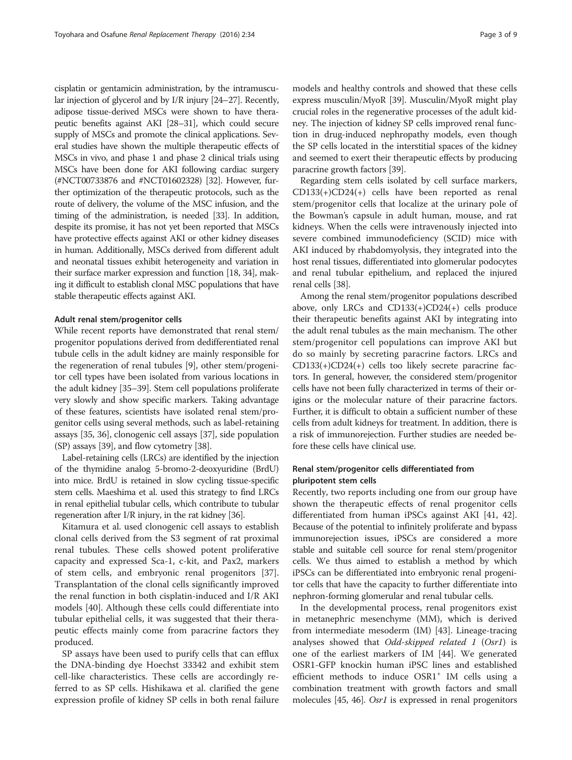cisplatin or gentamicin administration, by the intramuscular injection of glycerol and by I/R injury [24–27]. Recently, adipose tissue-derived MSCs were shown to have therapeutic benefits against AKI [28–31], which could secure supply of MSCs and promote the clinical applications. Several studies have shown the multiple therapeutic effects of MSCs in vivo, and phase 1 and phase 2 clinical trials using MSCs have been done for AKI following cardiac surgery (#NCT00733876 and #NCT01602328) [32]. However, further optimization of the therapeutic protocols, such as the route of delivery, the volume of the MSC infusion, and the timing of the administration, is needed [33]. In addition, despite its promise, it has not yet been reported that MSCs have protective effects against AKI or other kidney diseases in human. Additionally, MSCs derived from different adult and neonatal tissues exhibit heterogeneity and variation in their surface marker expression and function [18, 34], making it difficult to establish clonal MSC populations that have stable therapeutic effects against AKI.

#### Adult renal stem/progenitor cells

While recent reports have demonstrated that renal stem/progenitor populations derived from dedifferentiated renal tubule cells in the adult kidney are mainly responsible for the regeneration of renal tubules [9], other stem/progenitor cell types have been isolated from various locations in the adult kidney [35–39]. Stem cell populations proliferate very slowly and show specific markers. Taking advantage of these features, scientists have isolated renal stem/progenitor cells using several methods, such as label-retaining assays [35, 36], clonogenic cell assays [37], side population (SP) assays [39], and flow cytometry [38].

Label-retaining cells (LRCs) are identified by the injection of the thymidine analog 5-bromo-2-deoxyuridine (BrdU) into mice. BrdU is retained in slow cycling tissue-specific stem cells. Maeshima et al. used this strategy to find LRCs in renal epithelial tubular cells, which contribute to tubular regeneration after I/R injury, in the rat kidney [36].

Kitamura et al. used clonogenic cell assays to establish clonal cells derived from the S3 segment of rat proximal renal tubules. These cells showed potent proliferative capacity and expressed Sca-1, c-kit, and Pax2, markers of stem cells, and embryonic renal progenitors [37]. Transplantation of the clonal cells significantly improved the renal function in both cisplatin-induced and I/R AKI models [40]. Although these cells could differentiate into tubular epithelial cells, it was suggested that their therapeutic effects mainly come from paracrine factors they produced.

SP assays have been used to purify cells that can efflux the DNA-binding dye Hoechst 33342 and exhibit stem cell-like characteristics. These cells are accordingly referred to as SP cells. Hishikawa et al. clarified the gene expression profile of kidney SP cells in both renal failure models and healthy controls and showed that these cells express musculin/MyoR [39]. Musculin/MyoR might play crucial roles in the regenerative processes of the adult kidney. The injection of kidney SP cells improved renal function in drug-induced nephropathy models, even though the SP cells located in the interstitial spaces of the kidney and seemed to exert their therapeutic effects by producing paracrine growth factors [39].

Regarding stem cells isolated by cell surface markers, CD133(+)CD24(+) cells have been reported as renal stem/progenitor cells that localize at the urinary pole of the Bowman's capsule in adult human, mouse, and rat kidneys. When the cells were intravenously injected into severe combined immunodeficiency (SCID) mice with AKI induced by rhabdomyolysis, they integrated into the host renal tissues, differentiated into glomerular podocytes and renal tubular epithelium, and replaced the injured renal cells [38].

Among the renal stem/progenitor populations described above, only LRCs and CD133(+)CD24(+) cells produce their therapeutic benefits against AKI by integrating into the adult renal tubules as the main mechanism. The other stem/progenitor cell populations can improve AKI but do so mainly by secreting paracrine factors. LRCs and CD133(+)CD24(+) cells too likely secrete paracrine factors. In general, however, the considered stem/progenitor cells have not been fully characterized in terms of their origins or the molecular nature of their paracrine factors. Further, it is difficult to obtain a sufficient number of these cells from adult kidneys for treatment. In addition, there is a risk of immunorejection. Further studies are needed before these cells have clinical use.

#### Renal stem/progenitor cells differentiated from pluripotent stem cells

Recently, two reports including one from our group have shown the therapeutic effects of renal progenitor cells differentiated from human iPSCs against AKI [41, 42]. Because of the potential to infinitely proliferate and bypass immunorejection issues, iPSCs are considered a more stable and suitable cell source for renal stem/progenitor cells. We thus aimed to establish a method by which iPSCs can be differentiated into embryonic renal progenitor cells that have the capacity to further differentiate into nephron-forming glomerular and renal tubular cells.

In the developmental process, renal progenitors exist in metanephric mesenchyme (MM), which is derived from intermediate mesoderm (IM) [43]. Lineage-tracing analyses showed that *Odd-skipped related 1* (*Osr1*) is one of the earliest markers of IM [44]. We generated OSR1-GFP knockin human iPSC lines and established efficient methods to induce $OSR1^{+}$ IM cells using a combination treatment with growth factors and small molecules [45, 46]. *Osr1* is expressed in renal progenitors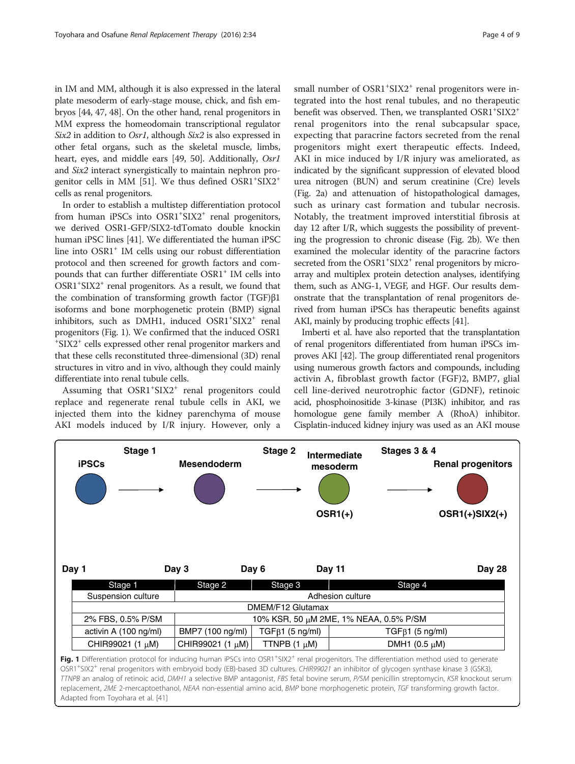in IM and MM, although it is also expressed in the lateral plate mesoderm of early-stage mouse, chick, and fish embryos [44, 47, 48]. On the other hand, renal progenitors in MM express the homeodomain transcriptional regulator *Six2* in addition to *Osr1*, although *Six2* is also expressed in other fetal organs, such as the skeletal muscle, limbs, heart, eyes, and middle ears [49, 50]. Additionally, *Osr1* and *Six2* interact synergistically to maintain nephron progenitor cells in MM [51]. We thus defined OSR1$^+$SIX2$^+$ cells as renal progenitors.

In order to establish a multistep differentiation protocol from human iPSCs into OSR1$^+$SIX2$^+$ renal progenitors, we derived OSR1-GFP/SIX2-tdTomato double knockin human iPSC lines [41]. We differentiated the human iPSC line into OSR1$^+$ IM cells using our robust differentiation protocol and then screened for growth factors and compounds that can further differentiate OSR1$^+$ IM cells into OSR1$^+$SIX2$^+$ renal progenitors. As a result, we found that the combination of transforming growth factor (TGF)β1 isoforms and bone morphogenetic protein (BMP) signal inhibitors, such as DMH1, induced OSR1$^+$SIX2$^+$ renal progenitors (Fig. 1). We confirmed that the induced OSR1$^+$SIX2$^+$ cells expressed other renal progenitor markers and that these cells reconstituted three-dimensional (3D) renal structures in vitro and in vivo, although they could mainly differentiate into renal tubule cells.

Assuming that OSR1$^+$SIX2$^+$ renal progenitors could replace and regenerate renal tubule cells in AKI, we injected them into the kidney parenchyma of mouse AKI models induced by I/R injury. However, only a small number of OSR1$^+$SIX2$^+$ renal progenitors were integrated into the host renal tubules, and no therapeutic benefit was observed. Then, we transplanted OSR1$^+$SIX2$^+$ renal progenitors into the renal subcapsular space, expecting that paracrine factors secreted from the renal progenitors might exert therapeutic effects. Indeed, AKI in mice induced by I/R injury was ameliorated, as indicated by the significant suppression of elevated blood urea nitrogen (BUN) and serum creatinine (Cre) levels (Fig. 2a) and attenuation of histopathological damages, such as urinary cast formation and tubular necrosis. Notably, the treatment improved interstitial fibrosis at day 12 after I/R, which suggests the possibility of preventing the progression to chronic disease (Fig. 2b). We then examined the molecular identity of the paracrine factors secreted from the OSR1$^+$SIX2$^+$ renal progenitors by microarray and multiplex protein detection analyses, identifying them, such as ANG-1, VEGF, and HGF. Our results demonstrate that the transplantation of renal progenitors derived from human iPSCs has therapeutic benefits against AKI, mainly by producing trophic effects [41].

Imberti et al. have also reported that the transplantation of renal progenitors differentiated from human iPSCs improves AKI [42]. The group differentiated renal progenitors using numerous growth factors and compounds, including activin A, fibroblast growth factor (FGF)2, BMP7, glial cell line-derived neurotrophic factor (GDNF), retinoic acid, phosphoinositide 3-kinase (PI3K) inhibitor, and ras homologue gene family member A (RhoA) inhibitor. Cisplatin-induced kidney injury was used as an AKI mouse

Stage 1 — Stage 2 — Stages 3 & 4

iPSCs → Mesendoderm → Intermediate mesoderm OSR1(+) → Renal progenitors OSR1(+)SIX2(+)

Day 1 — Day 3 — Day 6 — Day 11 — Day 28

| Stage 1 | Stage 2 | Stage 3 | Stage 4 |
|---|---|---|---|
| Suspension culture | Adhesion culture | | |
| DMEM/F12 Glutamax | | | |
| 2% FBS, 0.5% P/SM | 10% KSR, 50 μM 2ME, 1% NEAA, 0.5% P/SM | | |
| activin A (100 ng/ml) | BMP7 (100 ng/ml) | TGFβ1 (5 ng/ml) | TGFβ1 (5 ng/ml) |
| CHIR99021 (1 μM) | CHIR99021 (1 μM) | TTNPB (1 μM) | DMH1 (0.5 μM) |

**Fig. 1** Differentiation protocol for inducing human iPSCs into OSR1$^+$SIX2$^+$ renal progenitors. The differentiation method used to generate OSR1$^+$SIX2$^+$ renal progenitors with embryoid body (EB)-based 3D cultures. *CHIR99021* an inhibitor of glycogen synthase kinase 3 (GSK3), *TTNPB* an analog of retinoic acid, *DMH1* a selective BMP antagonist, *FBS* fetal bovine serum, *P/SM* penicillin streptomycin, *KSR* knockout serum replacement, *2ME* 2-mercaptoethanol, *NEAA* non-essential amino acid, *BMP* bone morphogenetic protein, *TGF* transforming growth factor. Adapted from Toyohara et al. [41]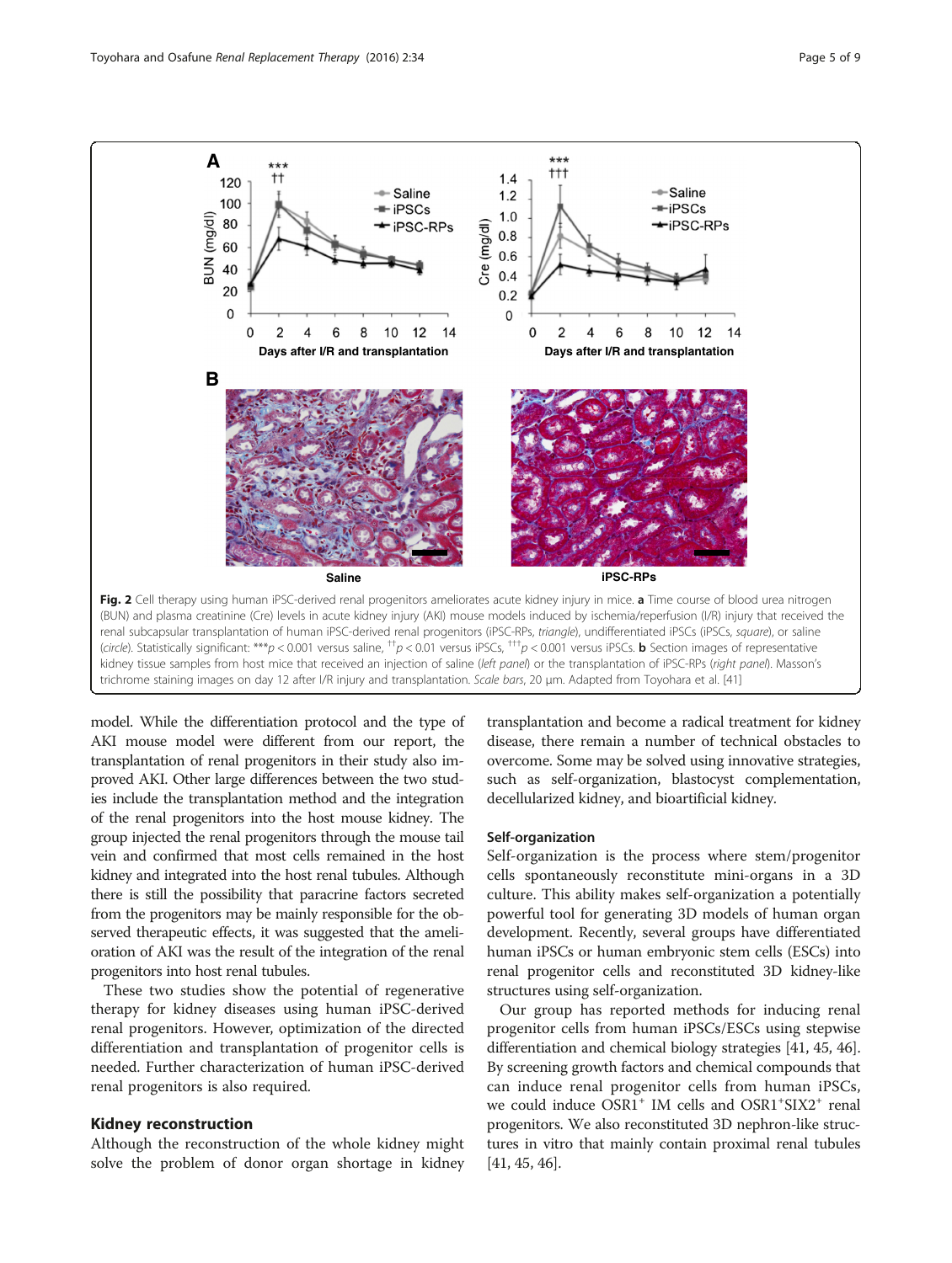A

***
††

BUN (mg/dl)
120
100
80
60
40
20
0

0 2 4 6 8 10 12 14

Days after I/R and transplantation

Saline
iPSCs
iPSC-RPs

***
†††

Cre (mg/dl)
1.4
1.2
1.0
0.8
0.6
0.4
0.2
0

0 2 4 6 8 10 12 14

Days after I/R and transplantation

Saline
iPSCs
iPSC-RPs

B

Saline

iPSC-RPs

**Fig. 2** Cell therapy using human iPSC-derived renal progenitors ameliorates acute kidney injury in mice. **a** Time course of blood urea nitrogen (BUN) and plasma creatinine (Cre) levels in acute kidney injury (AKI) mouse models induced by ischemia/reperfusion (I/R) injury that received the renal subcapsular transplantation of human iPSC-derived renal progenitors (iPSC-RPs, *triangle*), undifferentiated iPSCs (iPSCs, *square*), or saline (*circle*). Statistically significant: $^{***}p < 0.001$ versus saline, $^{††}p < 0.01$ versus iPSCs, $^{†††}p < 0.001$ versus iPSCs. **b** Section images of representative kidney tissue samples from host mice that received an injection of saline (*left panel*) or the transplantation of iPSC-RPs (*right panel*). Masson's trichrome staining images on day 12 after I/R injury and transplantation. *Scale bars*, 20 μm. Adapted from Toyohara et al. [41]

model. While the differentiation protocol and the type of AKI mouse model were different from our report, the transplantation of renal progenitors in their study also improved AKI. Other large differences between the two studies include the transplantation method and the integration of the renal progenitors into the host mouse kidney. The group injected the renal progenitors through the mouse tail vein and confirmed that most cells remained in the host kidney and integrated into the host renal tubules. Although there is still the possibility that paracrine factors secreted from the progenitors may be mainly responsible for the observed therapeutic effects, it was suggested that the amelioration of AKI was the result of the integration of the renal progenitors into host renal tubules.

These two studies show the potential of regenerative therapy for kidney diseases using human iPSC-derived renal progenitors. However, optimization of the directed differentiation and transplantation of progenitor cells is needed. Further characterization of human iPSC-derived renal progenitors is also required.

## Kidney reconstruction

Although the reconstruction of the whole kidney might solve the problem of donor organ shortage in kidney transplantation and become a radical treatment for kidney disease, there remain a number of technical obstacles to overcome. Some may be solved using innovative strategies, such as self-organization, blastocyst complementation, decellularized kidney, and bioartificial kidney.

### Self-organization

Self-organization is the process where stem/progenitor cells spontaneously reconstitute mini-organs in a 3D culture. This ability makes self-organization a potentially powerful tool for generating 3D models of human organ development. Recently, several groups have differentiated human iPSCs or human embryonic stem cells (ESCs) into renal progenitor cells and reconstituted 3D kidney-like structures using self-organization.

Our group has reported methods for inducing renal progenitor cells from human iPSCs/ESCs using stepwise differentiation and chemical biology strategies [41, 45, 46]. By screening growth factors and chemical compounds that can induce renal progenitor cells from human iPSCs, we could induce $OSR1^{+}$ IM cells and $OSR1^{+}SIX2^{+}$ renal progenitors. We also reconstituted 3D nephron-like structures in vitro that mainly contain proximal renal tubules [41, 45, 46].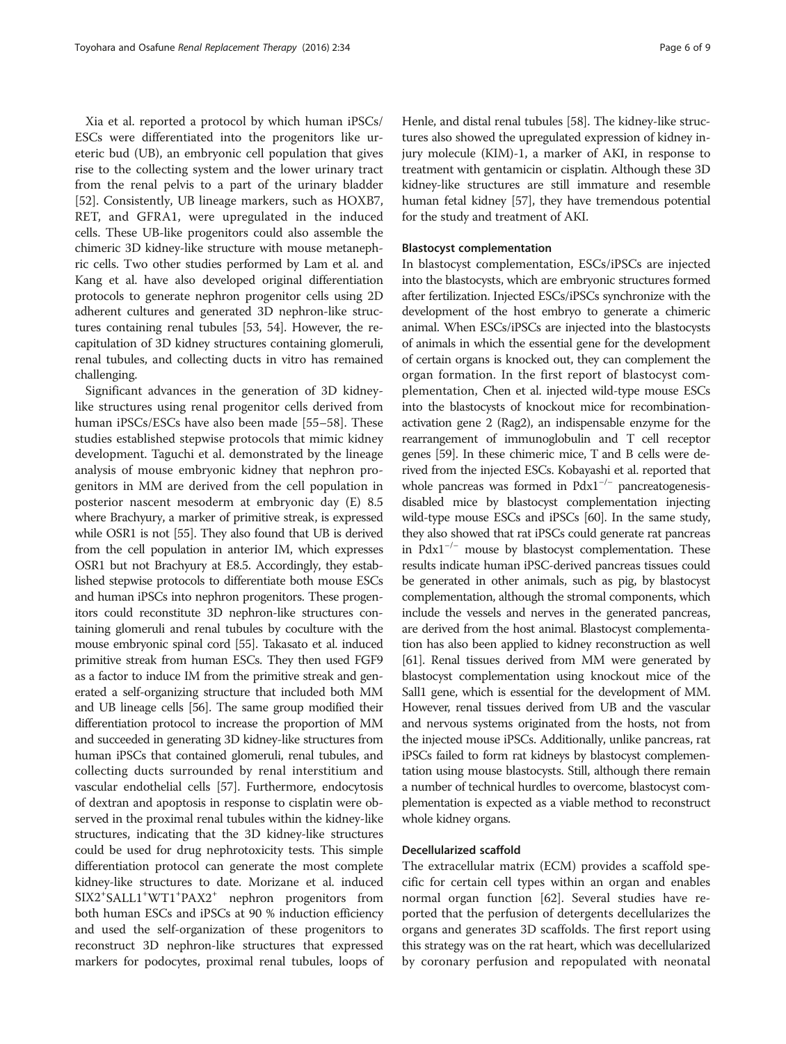Xia et al. reported a protocol by which human iPSCs/ESCs were differentiated into the progenitors like ureteric bud (UB), an embryonic cell population that gives rise to the collecting system and the lower urinary tract from the renal pelvis to a part of the urinary bladder [52]. Consistently, UB lineage markers, such as HOXB7, RET, and GFRA1, were upregulated in the induced cells. These UB-like progenitors could also assemble the chimeric 3D kidney-like structure with mouse metanephric cells. Two other studies performed by Lam et al. and Kang et al. have also developed original differentiation protocols to generate nephron progenitor cells using 2D adherent cultures and generated 3D nephron-like structures containing renal tubules [53, 54]. However, the recapitulation of 3D kidney structures containing glomeruli, renal tubules, and collecting ducts in vitro has remained challenging.

Significant advances in the generation of 3D kidney-like structures using renal progenitor cells derived from human iPSCs/ESCs have also been made [55–58]. These studies established stepwise protocols that mimic kidney development. Taguchi et al. demonstrated by the lineage analysis of mouse embryonic kidney that nephron progenitors in MM are derived from the cell population in posterior nascent mesoderm at embryonic day (E) 8.5 where Brachyury, a marker of primitive streak, is expressed while OSR1 is not [55]. They also found that UB is derived from the cell population in anterior IM, which expresses OSR1 but not Brachyury at E8.5. Accordingly, they established stepwise protocols to differentiate both mouse ESCs and human iPSCs into nephron progenitors. These progenitors could reconstitute 3D nephron-like structures containing glomeruli and renal tubules by coculture with the mouse embryonic spinal cord [55]. Takasato et al. induced primitive streak from human ESCs. They then used FGF9 as a factor to induce IM from the primitive streak and generated a self-organizing structure that included both MM and UB lineage cells [56]. The same group modified their differentiation protocol to increase the proportion of MM and succeeded in generating 3D kidney-like structures from human iPSCs that contained glomeruli, renal tubules, and collecting ducts surrounded by renal interstitium and vascular endothelial cells [57]. Furthermore, endocytosis of dextran and apoptosis in response to cisplatin were observed in the proximal renal tubules within the kidney-like structures, indicating that the 3D kidney-like structures could be used for drug nephrotoxicity tests. This simple differentiation protocol can generate the most complete kidney-like structures to date. Morizane et al. induced $SIX2^{+}SALL1^{+}WT1^{+}PAX2^{+}$ nephron progenitors from both human ESCs and iPSCs at 90 % induction efficiency and used the self-organization of these progenitors to reconstruct 3D nephron-like structures that expressed markers for podocytes, proximal renal tubules, loops of Henle, and distal renal tubules [58]. The kidney-like structures also showed the upregulated expression of kidney injury molecule (KIM)-1, a marker of AKI, in response to treatment with gentamicin or cisplatin. Although these 3D kidney-like structures are still immature and resemble human fetal kidney [57], they have tremendous potential for the study and treatment of AKI.

#### Blastocyst complementation

In blastocyst complementation, ESCs/iPSCs are injected into the blastocysts, which are embryonic structures formed after fertilization. Injected ESCs/iPSCs synchronize with the development of the host embryo to generate a chimeric animal. When ESCs/iPSCs are injected into the blastocysts of animals in which the essential gene for the development of certain organs is knocked out, they can complement the organ formation. In the first report of blastocyst complementation, Chen et al. injected wild-type mouse ESCs into the blastocysts of knockout mice for recombination-activation gene 2 (Rag2), an indispensable enzyme for the rearrangement of immunoglobulin and T cell receptor genes [59]. In these chimeric mice, T and B cells were derived from the injected ESCs. Kobayashi et al. reported that whole pancreas was formed in $Pdx1^{-/-}$ pancreatogenesis-disabled mice by blastocyst complementation injecting wild-type mouse ESCs and iPSCs [60]. In the same study, they also showed that rat iPSCs could generate rat pancreas in $Pdx1^{-/-}$ mouse by blastocyst complementation. These results indicate human iPSC-derived pancreas tissues could be generated in other animals, such as pig, by blastocyst complementation, although the stromal components, which include the vessels and nerves in the generated pancreas, are derived from the host animal. Blastocyst complementation has also been applied to kidney reconstruction as well [61]. Renal tissues derived from MM were generated by blastocyst complementation using knockout mice of the Sall1 gene, which is essential for the development of MM. However, renal tissues derived from UB and the vascular and nervous systems originated from the hosts, not from the injected mouse iPSCs. Additionally, unlike pancreas, rat iPSCs failed to form rat kidneys by blastocyst complementation using mouse blastocysts. Still, although there remain a number of technical hurdles to overcome, blastocyst complementation is expected as a viable method to reconstruct whole kidney organs.

#### Decellularized scaffold

The extracellular matrix (ECM) provides a scaffold specific for certain cell types within an organ and enables normal organ function [62]. Several studies have reported that the perfusion of detergents decellularizes the organs and generates 3D scaffolds. The first report using this strategy was on the rat heart, which was decellularized by coronary perfusion and repopulated with neonatal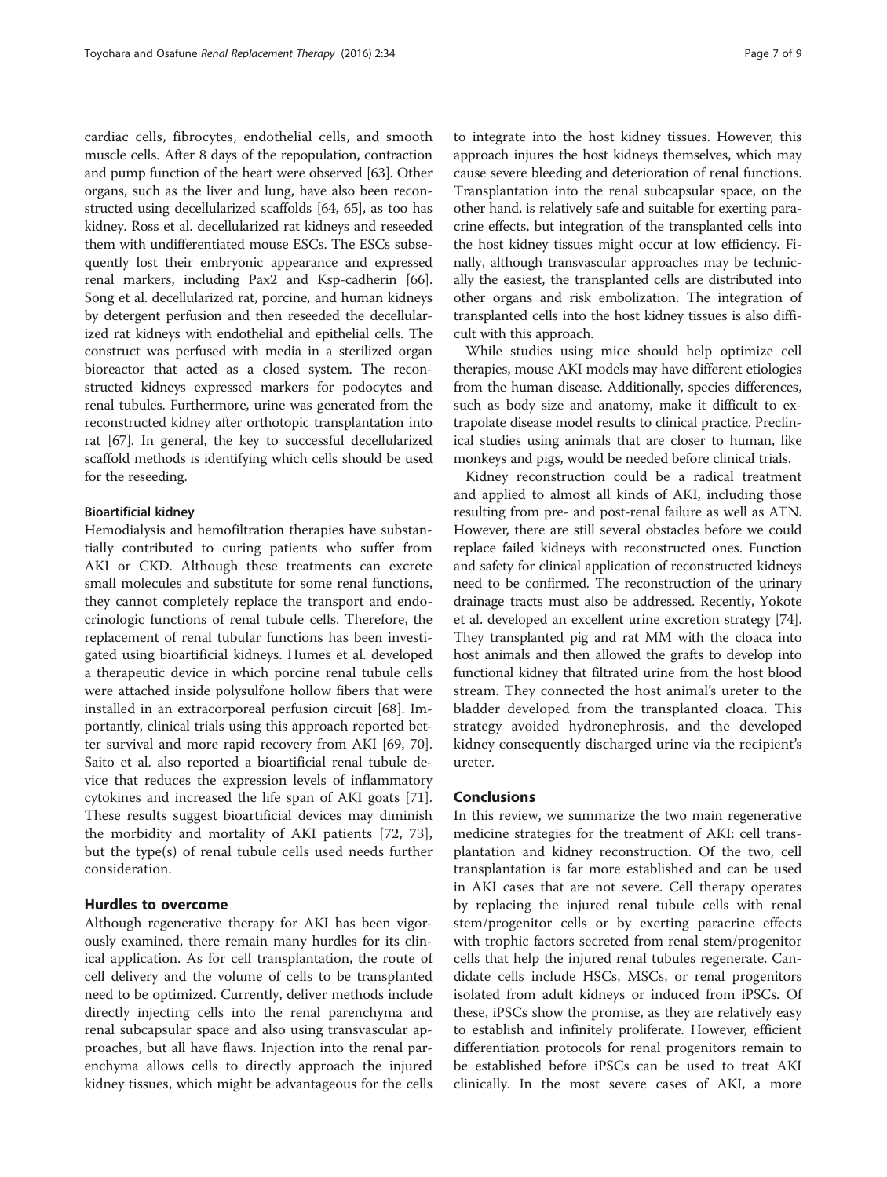cardiac cells, fibrocytes, endothelial cells, and smooth muscle cells. After 8 days of the repopulation, contraction and pump function of the heart were observed [63]. Other organs, such as the liver and lung, have also been reconstructed using decellularized scaffolds [64, 65], as too has kidney. Ross et al. decellularized rat kidneys and reseeded them with undifferentiated mouse ESCs. The ESCs subsequently lost their embryonic appearance and expressed renal markers, including Pax2 and Ksp-cadherin [66]. Song et al. decellularized rat, porcine, and human kidneys by detergent perfusion and then reseeded the decellularized rat kidneys with endothelial and epithelial cells. The construct was perfused with media in a sterilized organ bioreactor that acted as a closed system. The reconstructed kidneys expressed markers for podocytes and renal tubules. Furthermore, urine was generated from the reconstructed kidney after orthotopic transplantation into rat [67]. In general, the key to successful decellularized scaffold methods is identifying which cells should be used for the reseeding.

#### Bioartificial kidney

Hemodialysis and hemofiltration therapies have substantially contributed to curing patients who suffer from AKI or CKD. Although these treatments can excrete small molecules and substitute for some renal functions, they cannot completely replace the transport and endocrinologic functions of renal tubule cells. Therefore, the replacement of renal tubular functions has been investigated using bioartificial kidneys. Humes et al. developed a therapeutic device in which porcine renal tubule cells were attached inside polysulfone hollow fibers that were installed in an extracorporeal perfusion circuit [68]. Importantly, clinical trials using this approach reported better survival and more rapid recovery from AKI [69, 70]. Saito et al. also reported a bioartificial renal tubule device that reduces the expression levels of inflammatory cytokines and increased the life span of AKI goats [71]. These results suggest bioartificial devices may diminish the morbidity and mortality of AKI patients [72, 73], but the type(s) of renal tubule cells used needs further consideration.

## Hurdles to overcome

Although regenerative therapy for AKI has been vigorously examined, there remain many hurdles for its clinical application. As for cell transplantation, the route of cell delivery and the volume of cells to be transplanted need to be optimized. Currently, deliver methods include directly injecting cells into the renal parenchyma and renal subcapsular space and also using transvascular approaches, but all have flaws. Injection into the renal parenchyma allows cells to directly approach the injured kidney tissues, which might be advantageous for the cells to integrate into the host kidney tissues. However, this approach injures the host kidneys themselves, which may cause severe bleeding and deterioration of renal functions. Transplantation into the renal subcapsular space, on the other hand, is relatively safe and suitable for exerting paracrine effects, but integration of the transplanted cells into the host kidney tissues might occur at low efficiency. Finally, although transvascular approaches may be technically the easiest, the transplanted cells are distributed into other organs and risk embolization. The integration of transplanted cells into the host kidney tissues is also difficult with this approach.

While studies using mice should help optimize cell therapies, mouse AKI models may have different etiologies from the human disease. Additionally, species differences, such as body size and anatomy, make it difficult to extrapolate disease model results to clinical practice. Preclinical studies using animals that are closer to human, like monkeys and pigs, would be needed before clinical trials.

Kidney reconstruction could be a radical treatment and applied to almost all kinds of AKI, including those resulting from pre- and post-renal failure as well as ATN. However, there are still several obstacles before we could replace failed kidneys with reconstructed ones. Function and safety for clinical application of reconstructed kidneys need to be confirmed. The reconstruction of the urinary drainage tracts must also be addressed. Recently, Yokote et al. developed an excellent urine excretion strategy [74]. They transplanted pig and rat MM with the cloaca into host animals and then allowed the grafts to develop into functional kidney that filtrated urine from the host blood stream. They connected the host animal's ureter to the bladder developed from the transplanted cloaca. This strategy avoided hydronephrosis, and the developed kidney consequently discharged urine via the recipient's ureter.

## Conclusions

In this review, we summarize the two main regenerative medicine strategies for the treatment of AKI: cell transplantation and kidney reconstruction. Of the two, cell transplantation is far more established and can be used in AKI cases that are not severe. Cell therapy operates by replacing the injured renal tubule cells with renal stem/progenitor cells or by exerting paracrine effects with trophic factors secreted from renal stem/progenitor cells that help the injured renal tubules regenerate. Candidate cells include HSCs, MSCs, or renal progenitors isolated from adult kidneys or induced from iPSCs. Of these, iPSCs show the promise, as they are relatively easy to establish and infinitely proliferate. However, efficient differentiation protocols for renal progenitors remain to be established before iPSCs can be used to treat AKI clinically. In the most severe cases of AKI, a more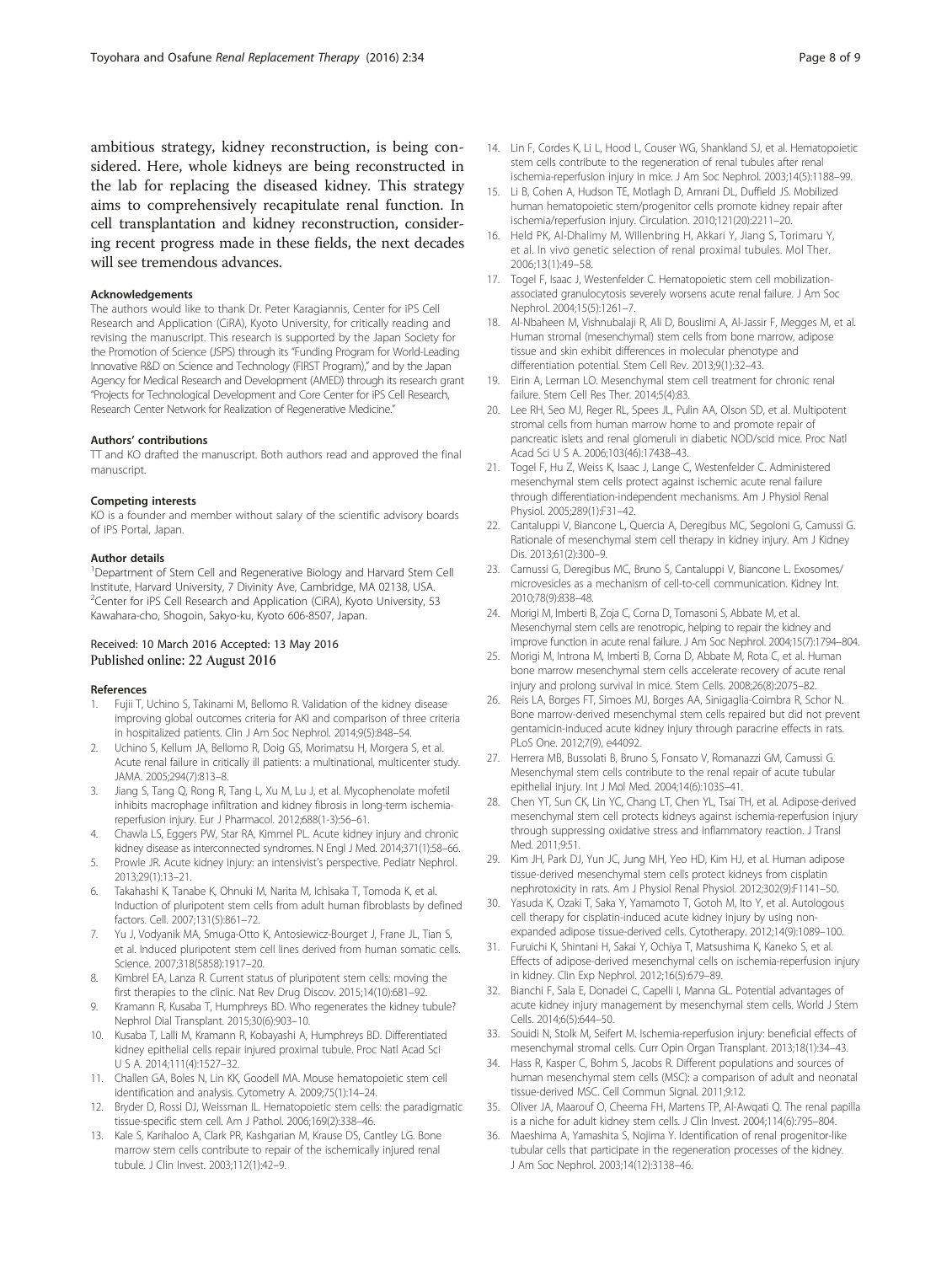ambitious strategy, kidney reconstruction, is being considered. Here, whole kidneys are being reconstructed in the lab for replacing the diseased kidney. This strategy aims to comprehensively recapitulate renal function. In cell transplantation and kidney reconstruction, considering recent progress made in these fields, the next decades will see tremendous advances.

#### Acknowledgements

The authors would like to thank Dr. Peter Karagiannis, Center for iPS Cell Research and Application (CiRA), Kyoto University, for critically reading and revising the manuscript. This research is supported by the Japan Society for the Promotion of Science (JSPS) through its "Funding Program for World-Leading Innovative R&D on Science and Technology (FIRST Program)," and by the Japan Agency for Medical Research and Development (AMED) through its research grant "Projects for Technological Development and Core Center for iPS Cell Research, Research Center Network for Realization of Regenerative Medicine."

#### Authors' contributions

TT and KO drafted the manuscript. Both authors read and approved the final manuscript.

#### Competing interests

KO is a founder and member without salary of the scientific advisory boards of iPS Portal, Japan.

#### Author details

[1]Department of Stem Cell and Regenerative Biology and Harvard Stem Cell Institute, Harvard University, 7 Divinity Ave, Cambridge, MA 02138, USA. [2]Center for iPS Cell Research and Application (CiRA), Kyoto University, 53 Kawahara-cho, Shogoin, Sakyo-ku, Kyoto 606-8507, Japan.

Received: 10 March 2016 Accepted: 13 May 2016
Published online: 22 August 2016

#### References

1. Fujii T, Uchino S, Takinami M, Bellomo R. Validation of the kidney disease improving global outcomes criteria for AKI and comparison of three criteria in hospitalized patients. Clin J Am Soc Nephrol. 2014;9(5):848–54.
2. Uchino S, Kellum JA, Bellomo R, Doig GS, Morimatsu H, Morgera S, et al. Acute renal failure in critically ill patients: a multinational, multicenter study. JAMA. 2005;294(7):813–8.
3. Jiang S, Tang Q, Rong R, Tang L, Xu M, Lu J, et al. Mycophenolate mofetil inhibits macrophage infiltration and kidney fibrosis in long-term ischemia-reperfusion injury. Eur J Pharmacol. 2012;688(1-3):56–61.
4. Chawla LS, Eggers PW, Star RA, Kimmel PL. Acute kidney injury and chronic kidney disease as interconnected syndromes. N Engl J Med. 2014;371(1):58–66.
5. Prowle JR. Acute kidney injury: an intensivist's perspective. Pediatr Nephrol. 2013;29(1):13–21.
6. Takahashi K, Tanabe K, Ohnuki M, Narita M, Ichisaka T, Tomoda K, et al. Induction of pluripotent stem cells from adult human fibroblasts by defined factors. Cell. 2007;131(5):861–72.
7. Yu J, Vodyanik MA, Smuga-Otto K, Antosiewicz-Bourget J, Frane JL, Tian S, et al. Induced pluripotent stem cell lines derived from human somatic cells. Science. 2007;318(5858):1917–20.
8. Kimbrel EA, Lanza R. Current status of pluripotent stem cells: moving the first therapies to the clinic. Nat Rev Drug Discov. 2015;14(10):681–92.
9. Kramann R, Kusaba T, Humphreys BD. Who regenerates the kidney tubule? Nephrol Dial Transplant. 2015;30(6):903–10.
10. Kusaba T, Lalli M, Kramann R, Kobayashi A, Humphreys BD. Differentiated kidney epithelial cells repair injured proximal tubule. Proc Natl Acad Sci U S A. 2014;111(4):1527–32.
11. Challen GA, Boles N, Lin KK, Goodell MA. Mouse hematopoietic stem cell identification and analysis. Cytometry A. 2009;75(1):14–24.
12. Bryder D, Rossi DJ, Weissman IL. Hematopoietic stem cells: the paradigmatic tissue-specific stem cell. Am J Pathol. 2006;169(2):338–46.
13. Kale S, Karihaloo A, Clark PR, Kashgarian M, Krause DS, Cantley LG. Bone marrow stem cells contribute to repair of the ischemically injured renal tubule. J Clin Invest. 2003;112(1):42–9.
14. Lin F, Cordes K, Li L, Hood L, Couser WG, Shankland SJ, et al. Hematopoietic stem cells contribute to the regeneration of renal tubules after renal ischemia-reperfusion injury in mice. J Am Soc Nephrol. 2003;14(5):1188–99.
15. Li B, Cohen A, Hudson TE, Motlagh D, Amrani DL, Duffield JS. Mobilized human hematopoietic stem/progenitor cells promote kidney repair after ischemia/reperfusion injury. Circulation. 2010;121(20):2211–20.
16. Held PK, Al-Dhalimy M, Willenbring H, Akkari Y, Jiang S, Torimaru Y, et al. In vivo genetic selection of renal proximal tubules. Mol Ther. 2006;13(1):49–58.
17. Togel F, Isaac J, Westenfelder C. Hematopoietic stem cell mobilization-associated granulocytosis severely worsens acute renal failure. J Am Soc Nephrol. 2004;15(5):1261–7.
18. Al-Nbaheen M, Vishnubalaji R, Ali D, Bouslimi A, Al-Jassir F, Megges M, et al. Human stromal (mesenchymal) stem cells from bone marrow, adipose tissue and skin exhibit differences in molecular phenotype and differentiation potential. Stem Cell Rev. 2013;9(1):32–43.
19. Eirin A, Lerman LO. Mesenchymal stem cell treatment for chronic renal failure. Stem Cell Res Ther. 2014;5(4):83.
20. Lee RH, Seo MJ, Reger RL, Spees JL, Pulin AA, Olson SD, et al. Multipotent stromal cells from human marrow home to and promote repair of pancreatic islets and renal glomeruli in diabetic NOD/scid mice. Proc Natl Acad Sci U S A. 2006;103(46):17438–43.
21. Togel F, Hu Z, Weiss K, Isaac J, Lange C, Westenfelder C. Administered mesenchymal stem cells protect against ischemic acute renal failure through differentiation-independent mechanisms. Am J Physiol Renal Physiol. 2005;289(1):F31–42.
22. Cantaluppi V, Biancone L, Quercia A, Deregibus MC, Segoloni G, Camussi G. Rationale of mesenchymal stem cell therapy in kidney injury. Am J Kidney Dis. 2013;61(2):300–9.
23. Camussi G, Deregibus MC, Bruno S, Cantaluppi V, Biancone L. Exosomes/microvesicles as a mechanism of cell-to-cell communication. Kidney Int. 2010;78(9):838–48.
24. Morigi M, Imberti B, Zoja C, Corna D, Tomasoni S, Abbate M, et al. Mesenchymal stem cells are renotropic, helping to repair the kidney and improve function in acute renal failure. J Am Soc Nephrol. 2004;15(7):1794–804.
25. Morigi M, Introna M, Imberti B, Corna D, Abbate M, Rota C, et al. Human bone marrow mesenchymal stem cells accelerate recovery of acute renal injury and prolong survival in mice. Stem Cells. 2008;26(8):2075–82.
26. Reis LA, Borges FT, Simoes MJ, Borges AA, Sinigaglia-Coimbra R, Schor N. Bone marrow-derived mesenchymal stem cells repaired but did not prevent gentamicin-induced acute kidney injury through paracrine effects in rats. PLoS One. 2012;7(9), e44092.
27. Herrera MB, Bussolati B, Bruno S, Fonsato V, Romanazzi GM, Camussi G. Mesenchymal stem cells contribute to the renal repair of acute tubular epithelial injury. Int J Mol Med. 2004;14(6):1035–41.
28. Chen YT, Sun CK, Lin YC, Chang LT, Chen YL, Tsai TH, et al. Adipose-derived mesenchymal stem cell protects kidneys against ischemia-reperfusion injury through suppressing oxidative stress and inflammatory reaction. J Transl Med. 2011;9:51.
29. Kim JH, Park DJ, Yun JC, Jung MH, Yeo HD, Kim HJ, et al. Human adipose tissue-derived mesenchymal stem cells protect kidneys from cisplatin nephrotoxicity in rats. Am J Physiol Renal Physiol. 2012;302(9):F1141–50.
30. Yasuda K, Ozaki T, Saka Y, Yamamoto T, Gotoh M, Ito Y, et al. Autologous cell therapy for cisplatin-induced acute kidney injury by using non-expanded adipose tissue-derived cells. Cytotherapy. 2012;14(9):1089–100.
31. Furuichi K, Shintani H, Sakai Y, Ochiya T, Matsushima K, Kaneko S, et al. Effects of adipose-derived mesenchymal cells on ischemia-reperfusion injury in kidney. Clin Exp Nephrol. 2012;16(5):679–89.
32. Bianchi F, Sala E, Donadei C, Capelli I, Manna GL. Potential advantages of acute kidney injury management by mesenchymal stem cells. World J Stem Cells. 2014;6(5):644–50.
33. Souidi N, Stolk M, Seifert M. Ischemia-reperfusion injury: beneficial effects of mesenchymal stromal cells. Curr Opin Organ Transplant. 2013;18(1):34–43.
34. Hass R, Kasper C, Bohm S, Jacobs R. Different populations and sources of human mesenchymal stem cells (MSC): a comparison of adult and neonatal tissue-derived MSC. Cell Commun Signal. 2011;9:12.
35. Oliver JA, Maarouf O, Cheema FH, Martens TP, Al-Awqati Q. The renal papilla is a niche for adult kidney stem cells. J Clin Invest. 2004;114(6):795–804.
36. Maeshima A, Yamashita S, Nojima Y. Identification of renal progenitor-like tubular cells that participate in the regeneration processes of the kidney. J Am Soc Nephrol. 2003;14(12):3138–46.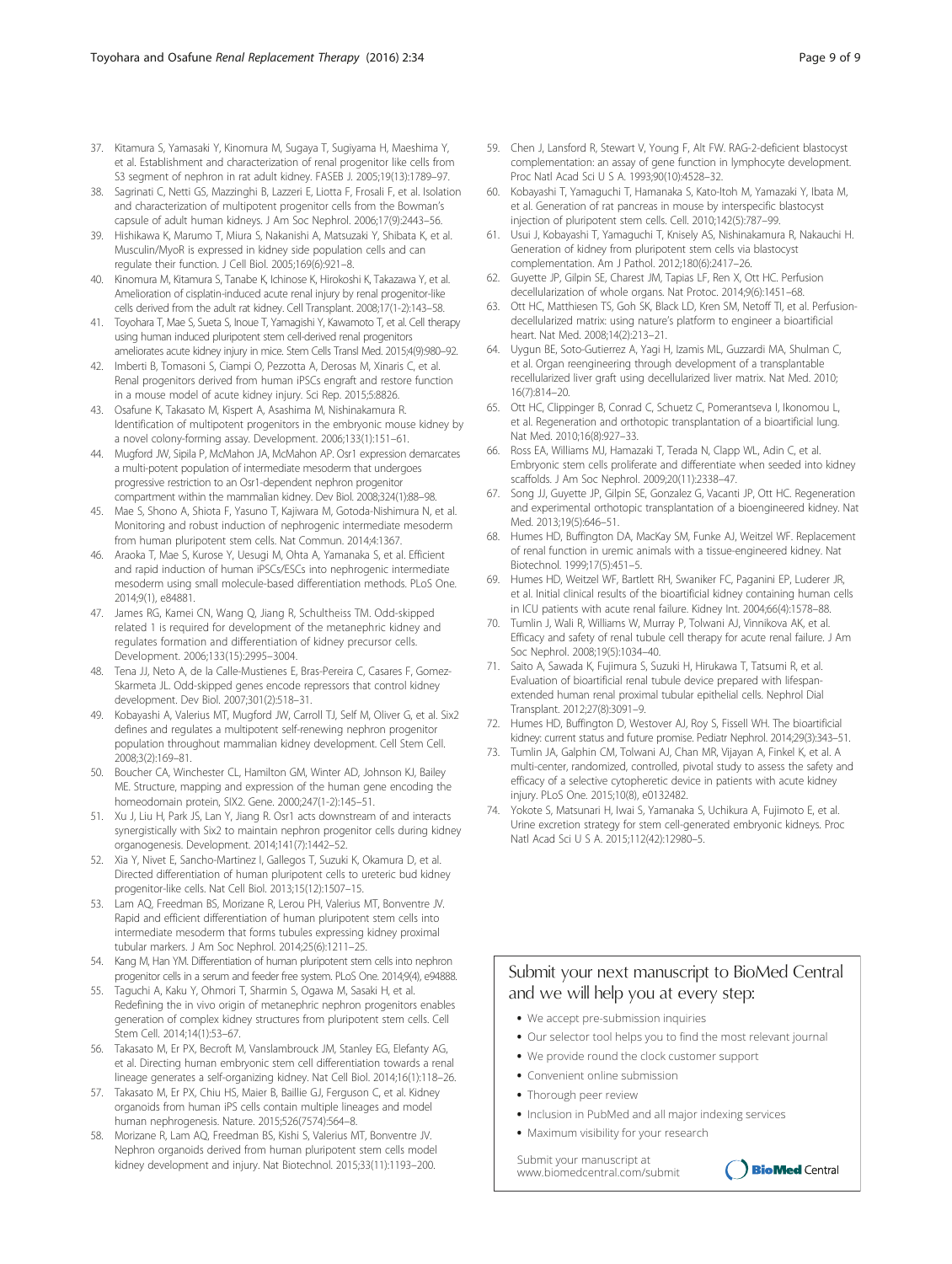37. Kitamura S, Yamasaki Y, Kinomura M, Sugaya T, Sugiyama H, Maeshima Y, et al. Establishment and characterization of renal progenitor like cells from S3 segment of nephron in rat adult kidney. FASEB J. 2005;19(13):1789–97.
38. Sagrinati C, Netti GS, Mazzinghi B, Lazzeri E, Liotta F, Frosali F, et al. Isolation and characterization of multipotent progenitor cells from the Bowman's capsule of adult human kidneys. J Am Soc Nephrol. 2006;17(9):2443–56.
39. Hishikawa K, Marumo T, Miura S, Nakanishi A, Matsuzaki Y, Shibata K, et al. Musculin/MyoR is expressed in kidney side population cells and can regulate their function. J Cell Biol. 2005;169(6):921–8.
40. Kinomura M, Kitamura S, Tanabe K, Ichinose K, Hirokoshi K, Takazawa Y, et al. Amelioration of cisplatin-induced acute renal injury by renal progenitor-like cells derived from the adult rat kidney. Cell Transplant. 2008;17(1-2):143–58.
41. Toyohara T, Mae S, Sueta S, Inoue T, Yamagishi Y, Kawamoto T, et al. Cell therapy using human induced pluripotent stem cell-derived renal progenitors ameliorates acute kidney injury in mice. Stem Cells Transl Med. 2015;4(9):980–92.
42. Imberti B, Tomasoni S, Ciampi O, Pezzotta A, Derosas M, Xinaris C, et al. Renal progenitors derived from human iPSCs engraft and restore function in a mouse model of acute kidney injury. Sci Rep. 2015;5:8826.
43. Osafune K, Takasato M, Kispert A, Asashima M, Nishinakamura R. Identification of multipotent progenitors in the embryonic mouse kidney by a novel colony-forming assay. Development. 2006;133(1):151–61.
44. Mugford JW, Sipila P, McMahon JA, McMahon AP. Osr1 expression demarcates a multi-potent population of intermediate mesoderm that undergoes progressive restriction to an Osr1-dependent nephron progenitor compartment within the mammalian kidney. Dev Biol. 2008;324(1):88–98.
45. Mae S, Shono A, Shiota F, Yasuno T, Kajiwara M, Gotoda-Nishimura N, et al. Monitoring and robust induction of nephrogenic intermediate mesoderm from human pluripotent stem cells. Nat Commun. 2014;4:1367.
46. Araoka T, Mae S, Kurose Y, Uesugi M, Ohta A, Yamanaka S, et al. Efficient and rapid induction of human iPSCs/ESCs into nephrogenic intermediate mesoderm using small molecule-based differentiation methods. PLoS One. 2014;9(1), e84881.
47. James RG, Kamei CN, Wang Q, Jiang R, Schultheiss TM. Odd-skipped related 1 is required for development of the metanephric kidney and regulates formation and differentiation of kidney precursor cells. Development. 2006;133(15):2995–3004.
48. Tena JJ, Neto A, de la Calle-Mustienes E, Bras-Pereira C, Casares F, Gomez-Skarmeta JL. Odd-skipped genes encode repressors that control kidney development. Dev Biol. 2007;301(2):518–31.
49. Kobayashi A, Valerius MT, Mugford JW, Carroll TJ, Self M, Oliver G, et al. Six2 defines and regulates a multipotent self-renewing nephron progenitor population throughout mammalian kidney development. Cell Stem Cell. 2008;3(2):169–81.
50. Boucher CA, Winchester CL, Hamilton GM, Winter AD, Johnson KJ, Bailey ME. Structure, mapping and expression of the human gene encoding the homeodomain protein, SIX2. Gene. 2000;247(1-2):145–51.
51. Xu J, Liu H, Park JS, Lan Y, Jiang R. Osr1 acts downstream of and interacts synergistically with Six2 to maintain nephron progenitor cells during kidney organogenesis. Development. 2014;141(7):1442–52.
52. Xia Y, Nivet E, Sancho-Martinez I, Gallegos T, Suzuki K, Okamura D, et al. Directed differentiation of human pluripotent stem cells to ureteric bud kidney progenitor-like cells. Nat Cell Biol. 2013;15(12):1507–15.
53. Lam AQ, Freedman BS, Morizane R, Lerou PH, Valerius MT, Bonventre JV. Rapid and efficient differentiation of human pluripotent stem cells into intermediate mesoderm that forms tubules expressing kidney proximal tubular markers. J Am Soc Nephrol. 2014;25(6):1211–25.
54. Kang M, Han YM. Differentiation of human pluripotent stem cells into nephron progenitor cells in a serum and feeder free system. PLoS One. 2014;9(4), e94888.
55. Taguchi A, Kaku Y, Ohmori T, Sharmin S, Ogawa M, Sasaki H, et al. Redefining the in vivo origin of metanephric nephron progenitors enables generation of complex kidney structures from pluripotent stem cells. Cell Stem Cell. 2014;14(1):53–67.
56. Takasato M, Er PX, Becroft M, Vanslambrouck JM, Stanley EG, Elefanty AG, et al. Directing human embryonic stem cell differentiation towards a renal lineage generates a self-organizing kidney. Nat Cell Biol. 2014;16(1):118–26.
57. Takasato M, Er PX, Chiu HS, Maier B, Baillie GJ, Ferguson C, et al. Kidney organoids from human iPS cells contain multiple lineages and model human nephrogenesis. Nature. 2015;526(7574):564–8.
58. Morizane R, Lam AQ, Freedman BS, Kishi S, Valerius MT, Bonventre JV. Nephron organoids derived from human pluripotent stem cells model kidney development and injury. Nat Biotechnol. 2015;33(11):1193–200.
59. Chen J, Lansford R, Stewart V, Young F, Alt FW. RAG-2-deficient blastocyst complementation: an assay of gene function in lymphocyte development. Proc Natl Acad Sci U S A. 1993;90(10):4528–32.
60. Kobayashi T, Yamaguchi T, Hamanaka S, Kato-Itoh M, Yamazaki Y, Ibata M, et al. Generation of rat pancreas in mouse by interspecific blastocyst injection of pluripotent stem cells. Cell. 2010;142(5):787–99.
61. Usui J, Kobayashi T, Yamaguchi T, Knisely AS, Nishinakamura R, Nakauchi H. Generation of kidney from pluripotent stem cells via blastocyst complementation. Am J Pathol. 2012;180(6):2417–26.
62. Guyette JP, Gilpin SE, Charest JM, Tapias LF, Ren X, Ott HC. Perfusion decellularization of whole organs. Nat Protoc. 2014;9(6):1451–68.
63. Ott HC, Matthiesen TS, Goh SK, Black LD, Kren SM, Netoff TI, et al. Perfusion-decellularized matrix: using nature's platform to engineer a bioartificial heart. Nat Med. 2008;14(2):213–21.
64. Uygun BE, Soto-Gutierrez A, Yagi H, Izamis ML, Guzzardi MA, Shulman C, et al. Organ reengineering through development of a transplantable recellularized liver graft using decellularized liver matrix. Nat Med. 2010;16(7):814–20.
65. Ott HC, Clippinger B, Conrad C, Schuetz C, Pomerantseva I, Ikonomou L, et al. Regeneration and orthotopic transplantation of a bioartificial lung. Nat Med. 2010;16(8):927–33.
66. Ross EA, Williams MJ, Hamazaki T, Terada N, Clapp WL, Adin C, et al. Embryonic stem cells proliferate and differentiate when seeded into kidney scaffolds. J Am Soc Nephrol. 2009;20(11):2338–47.
67. Song JJ, Guyette JP, Gilpin SE, Gonzalez G, Vacanti JP, Ott HC. Regeneration and experimental orthotopic transplantation of a bioengineered kidney. Nat Med. 2013;19(5):646–51.
68. Humes HD, Buffington DA, MacKay SM, Funke AJ, Weitzel WF. Replacement of renal function in uremic animals with a tissue-engineered kidney. Nat Biotechnol. 1999;17(5):451–5.
69. Humes HD, Weitzel WF, Bartlett RH, Swaniker FC, Paganini EP, Luderer JR, et al. Initial clinical results of the bioartificial kidney containing human cells in ICU patients with acute renal failure. Kidney Int. 2004;66(4):1578–88.
70. Tumlin J, Wali R, Williams W, Murray P, Tolwani AJ, Vinnikova AK, et al. Efficacy and safety of renal tubule cell therapy for acute renal failure. J Am Soc Nephrol. 2008;19(5):1034–40.
71. Saito A, Sawada K, Fujimura S, Suzuki H, Hirukawa T, Tatsumi R, et al. Evaluation of bioartificial renal tubule device prepared with lifespan-extended human renal proximal tubular epithelial cells. Nephrol Dial Transplant. 2012;27(8):3091–9.
72. Humes HD, Buffington D, Westover AJ, Roy S, Fissell WH. The bioartificial kidney: current status and future promise. Pediatr Nephrol. 2014;29(3):343–51.
73. Tumlin JA, Galphin CM, Tolwani AJ, Chan MR, Vijayan A, Finkel K, et al. A multi-center, randomized, controlled, pivotal study to assess the safety and efficacy of a selective cytopheretic device in patients with acute kidney injury. PLoS One. 2015;10(8), e0132482.
74. Yokote S, Matsunari H, Iwai S, Yamanaka S, Uchikura A, Fujimoto E, et al. Urine excretion strategy for stem cell-generated embryonic kidneys. Proc Natl Acad Sci U S A. 2015;112(42):12980–5.

Submit your next manuscript to BioMed Central and we will help you at every step:

- We accept pre-submission inquiries
- Our selector tool helps you to find the most relevant journal
- We provide round the clock customer support
- Convenient online submission
- Thorough peer review
- Inclusion in PubMed and all major indexing services
- Maximum visibility for your research

Submit your manuscript at
www.biomedcentral.com/submit

BioMed Central